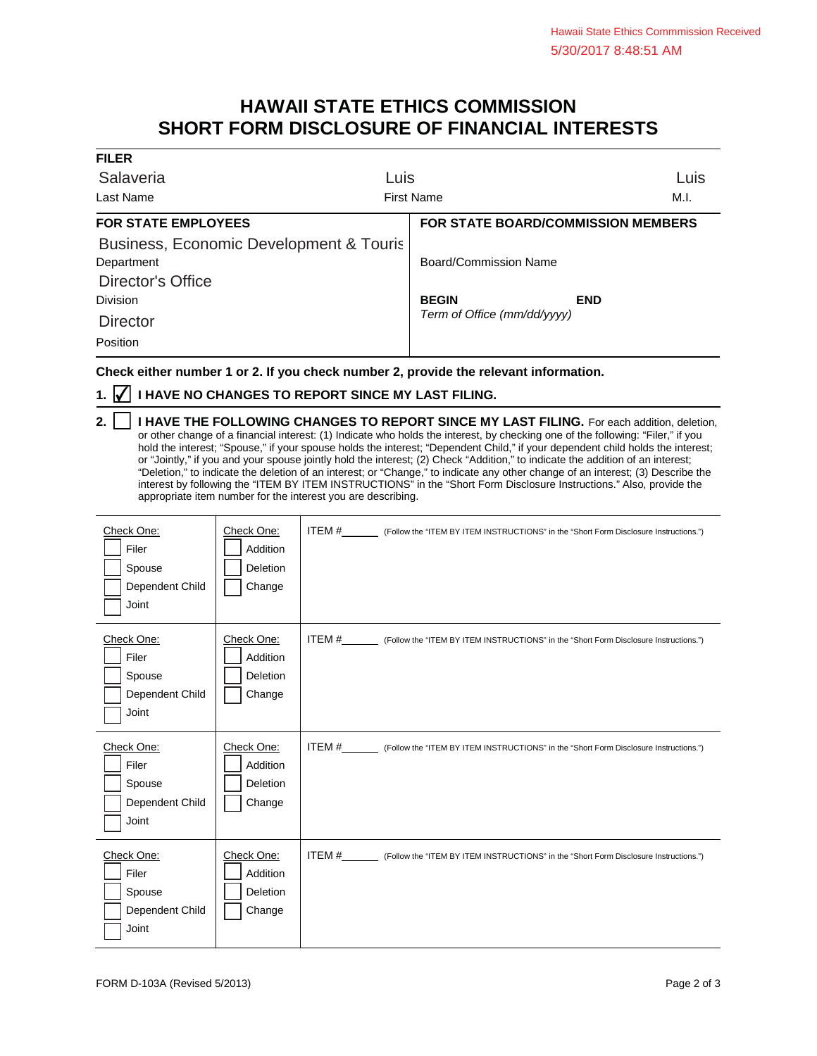Hawaii State Ethics Commmission Received
5/30/2017 8:48:51 AM

# HAWAII STATE ETHICS COMMISSION
# SHORT FORM DISCLOSURE OF FINANCIAL INTERESTS

**FILER**

| Salaveria | Luis | Luis |
|---|---|---|
| Last Name | First Name | M.I. |

| **FOR STATE EMPLOYEES** | **FOR STATE BOARD/COMMISSION MEMBERS** |
|---|---|
| Business, Economic Development & Touris | |
| Department | Board/Commission Name |
| Director's Office | |
| Division | **BEGIN** **END** |
| Director | *Term of Office (mm/dd/yyyy)* |
| Position | |

**Check either number 1 or 2. If you check number 2, provide the relevant information.**

**1.** ☑ **I HAVE NO CHANGES TO REPORT SINCE MY LAST FILING.**

**2.** ☐ **I HAVE THE FOLLOWING CHANGES TO REPORT SINCE MY LAST FILING.** For each addition, deletion, or other change of a financial interest: (1) Indicate who holds the interest, by checking one of the following: "Filer," if you hold the interest; "Spouse," if your spouse holds the interest; "Dependent Child," if your dependent child holds the interest; or "Jointly," if you and your spouse jointly hold the interest; (2) Check "Addition," to indicate the addition of an interest; "Deletion," to indicate the deletion of an interest; or "Change," to indicate any other change of an interest; (3) Describe the interest by following the "ITEM BY ITEM INSTRUCTIONS" in the "Short Form Disclosure Instructions." Also, provide the appropriate item number for the interest you are describing.

| Check One: | Check One: | |
|---|---|---|
| ☐ Filer<br>☐ Spouse<br>☐ Dependent Child<br>☐ Joint | ☐ Addition<br>☐ Deletion<br>☐ Change | ITEM #\_\_\_\_\_\_ (Follow the "ITEM BY ITEM INSTRUCTIONS" in the "Short Form Disclosure Instructions.") |
| ☐ Filer<br>☐ Spouse<br>☐ Dependent Child<br>☐ Joint | ☐ Addition<br>☐ Deletion<br>☐ Change | ITEM #\_\_\_\_\_\_ (Follow the "ITEM BY ITEM INSTRUCTIONS" in the "Short Form Disclosure Instructions.") |
| ☐ Filer<br>☐ Spouse<br>☐ Dependent Child<br>☐ Joint | ☐ Addition<br>☐ Deletion<br>☐ Change | ITEM #\_\_\_\_\_\_ (Follow the "ITEM BY ITEM INSTRUCTIONS" in the "Short Form Disclosure Instructions.") |
| ☐ Filer<br>☐ Spouse<br>☐ Dependent Child<br>☐ Joint | ☐ Addition<br>☐ Deletion<br>☐ Change | ITEM #\_\_\_\_\_\_ (Follow the "ITEM BY ITEM INSTRUCTIONS" in the "Short Form Disclosure Instructions.") |

FORM D-103A (Revised 5/2013)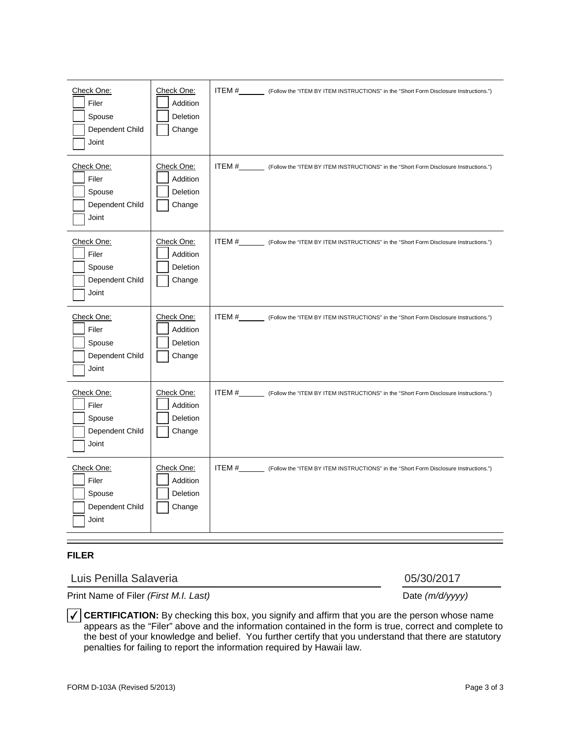| | | |
|---|---|---|
| Check One:<br>☐ Filer<br>☐ Spouse<br>☐ Dependent Child<br>☐ Joint | Check One:<br>☐ Addition<br>☐ Deletion<br>☐ Change | ITEM #______ (Follow the "ITEM BY ITEM INSTRUCTIONS" in the "Short Form Disclosure Instructions.") |
| Check One:<br>☐ Filer<br>☐ Spouse<br>☐ Dependent Child<br>☐ Joint | Check One:<br>☐ Addition<br>☐ Deletion<br>☐ Change | ITEM #______ (Follow the "ITEM BY ITEM INSTRUCTIONS" in the "Short Form Disclosure Instructions.") |
| Check One:<br>☐ Filer<br>☐ Spouse<br>☐ Dependent Child<br>☐ Joint | Check One:<br>☐ Addition<br>☐ Deletion<br>☐ Change | ITEM #______ (Follow the "ITEM BY ITEM INSTRUCTIONS" in the "Short Form Disclosure Instructions.") |
| Check One:<br>☐ Filer<br>☐ Spouse<br>☐ Dependent Child<br>☐ Joint | Check One:<br>☐ Addition<br>☐ Deletion<br>☐ Change | ITEM #______ (Follow the "ITEM BY ITEM INSTRUCTIONS" in the "Short Form Disclosure Instructions.") |
| Check One:<br>☐ Filer<br>☐ Spouse<br>☐ Dependent Child<br>☐ Joint | Check One:<br>☐ Addition<br>☐ Deletion<br>☐ Change | ITEM #______ (Follow the "ITEM BY ITEM INSTRUCTIONS" in the "Short Form Disclosure Instructions.") |
| Check One:<br>☐ Filer<br>☐ Spouse<br>☐ Dependent Child<br>☐ Joint | Check One:<br>☐ Addition<br>☐ Deletion<br>☐ Change | ITEM #______ (Follow the "ITEM BY ITEM INSTRUCTIONS" in the "Short Form Disclosure Instructions.") |

**FILER**

Luis Penilla Salaveria — 05/30/2017

Print Name of Filer *(First M.I. Last)* — Date *(m/d/yyyy)*

☑ **CERTIFICATION:** By checking this box, you signify and affirm that you are the person whose name appears as the "Filer" above and the information contained in the form is true, correct and complete to the best of your knowledge and belief. You further certify that you understand that there are statutory penalties for failing to report the information required by Hawaii law.

FORM D-103A (Revised 5/2013)